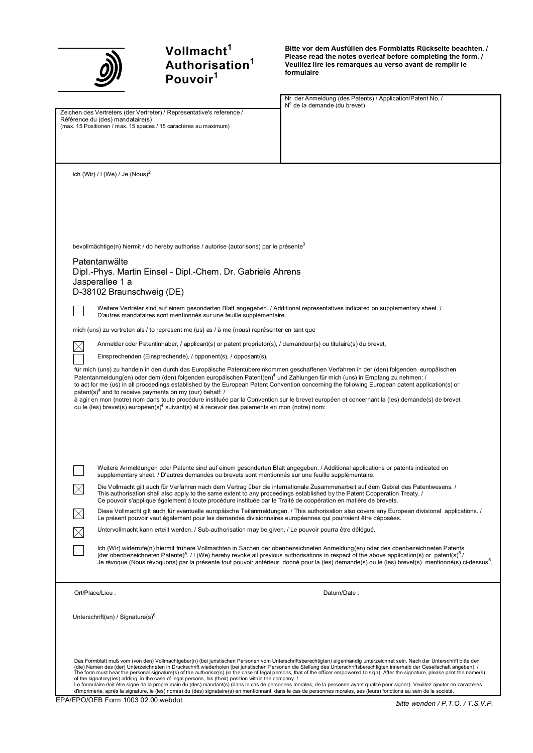# Vollmacht[1]
# Authorisation[1]
# Pouvoir[1]

**Bitte vor dem Ausfüllen des Formblatts Rückseite beachten. / Please read the notes overleaf before completing the form. / Veuillez lire les remarques au verso avant de remplir le formulaire**

| Zeichen des Vertreters (der Vertreter) / Representative's reference / Référence du (des) mandataire(s) (max. 15 Positionen / max. 15 spaces / 15 caractères au maximum) | Nr. der Anmeldung (des Patents) / Application/Patent No. / N° de la demande (du brevet) |
| --- | --- |
| | |

Ich (Wir) / I (We) / Je (Nous)[2]

bevollmächtige(n) hiermit / do hereby authorise / autorise (autorisons) par le présente[3]

Patentanwälte
Dipl.-Phys. Martin Einsel - Dipl.-Chem. Dr. Gabriele Ahrens
Jasperallee 1 a
D-38102 Braunschweig (DE)

☐ Weitere Vertreter sind auf einem gesonderten Blatt angegeben. / Additional representatives indicated on supplementary sheet. / D'autres mandataires sont mentionnés sur une feuille supplémentaire.

mich (uns) zu vertreten als / to represent me (us) as / à me (nous) représenter en tant que

☒ Anmelder oder Patentinhaber, / applicant(s) or patent proprietor(s), / demandeur(s) ou titulaire(s) du brevet,

☐ Einsprechenden (Einsprechende), / opponent(s), / opposant(s),

für mich (uns) zu handeln in den durch das Europäische Patentübereinkommen geschaffenen Verfahren in der (den) folgenden europäischen Patentanmeldung(en) oder dem (den) folgenden europäischen Patent(en)[4] und Zahlungen für mich (uns) in Empfang zu nehmen: /
to act for me (us) in all proceedings established by the European Patent Convention concerning the following European patent application(s) or patent(s)[4] and to receive payments on my (our) behalf: /
à agir en mon (notre) nom dans toute procédure instituée par la Convention sur le brevet européen et concernant la (les) demande(s) de brevet ou le (les) brevet(s) européen(s)[4] suivant(s) et à recevoir des paiements en mon (notre) nom:

☐ Weitere Anmeldungen oder Patente sind auf einem gesonderten Blatt angegeben. / Additional applications or patents indicated on supplementary sheet. / D'autres demandes ou brevets sont mentionnés sur une feuille supplémentaire.

☒ Die Vollmacht gilt auch für Verfahren nach dem Vertrag über die internationale Zusammenarbeit auf dem Gebiet des Patentwesens. / This authorisation shall also apply to the same extent to any proceedings established by the Patent Cooperation Treaty. / Ce pouvoir s'applique également à toute procédure instituée par le Traité de coopération en matière de brevets.

☒ Diese Vollmacht gilt auch für eventuelle europäische Teilanmeldungen. / This authorisation also covers any European divisional applications. / Le présent pouvoir vaut également pour les demandes divisionnaires européennes qui pourraient être déposées.

☒ Untervollmacht kann erteilt werden. / Sub-authorisation may be given. / Le pouvoir pourra être délégué.

☐ Ich (Wir) widerrufe(n) hiermit frühere Vollmachten in Sachen der obenbezeichneten Anmeldung(en) oder des obenbezeichneten Patents (der obenbezeichneten Patente)[5]. / I (We) hereby revoke all previous authorisations in respect of the above application(s) or patent(s)[5]./ Je révoque (Nous révoquons) par la présente tout pouvoir antérieur, donné pour la (les) demande(s) ou le (les) brevet(s) mentionné(s) ci-dessus[5].

Ort/Place/Lieu :

Datum/Date :

Unterschrift(en) / Signature(s)[6]

Das Formblatt muß vom (von den) Vollmachtgeber(n) (bei juristischen Personen vom Unterschriftsberechtigten) eigenhändig unterzeichnet sein. Nach der Unterschrift bitte den (die) Namen des (der) Unterzeichneten in Druckschrift wiederholen (bei juristischen Personen die Stellung des Unterschriftsberechtigten innerhalb der Gesellschaft angeben). / The form must bear the personal signature(s) of the authorisor(s) (in the case of legal persons, that of the officer empowered to sign). After the signature, please print the name(s) of the signatory(ies) adding, in the case of legal persons, his (their) position within the company. / Le formulaire doit être signé de la propre main du (des) mandant(s) (dans le cas de personnes morales, de la personne ayant qualité pour signer). Veuillez ajouter en caractères d'imprimerie, après la signature, le (les) nom(s) du (des) signataire(s) en mentionnant, dans le cas de personnes morales, ses (leurs) fonctions au sein de la société.

EPA/EPO/OEB Form 1003 02.00 webdot

*bitte wenden / P.T.O. / T.S.V.P.*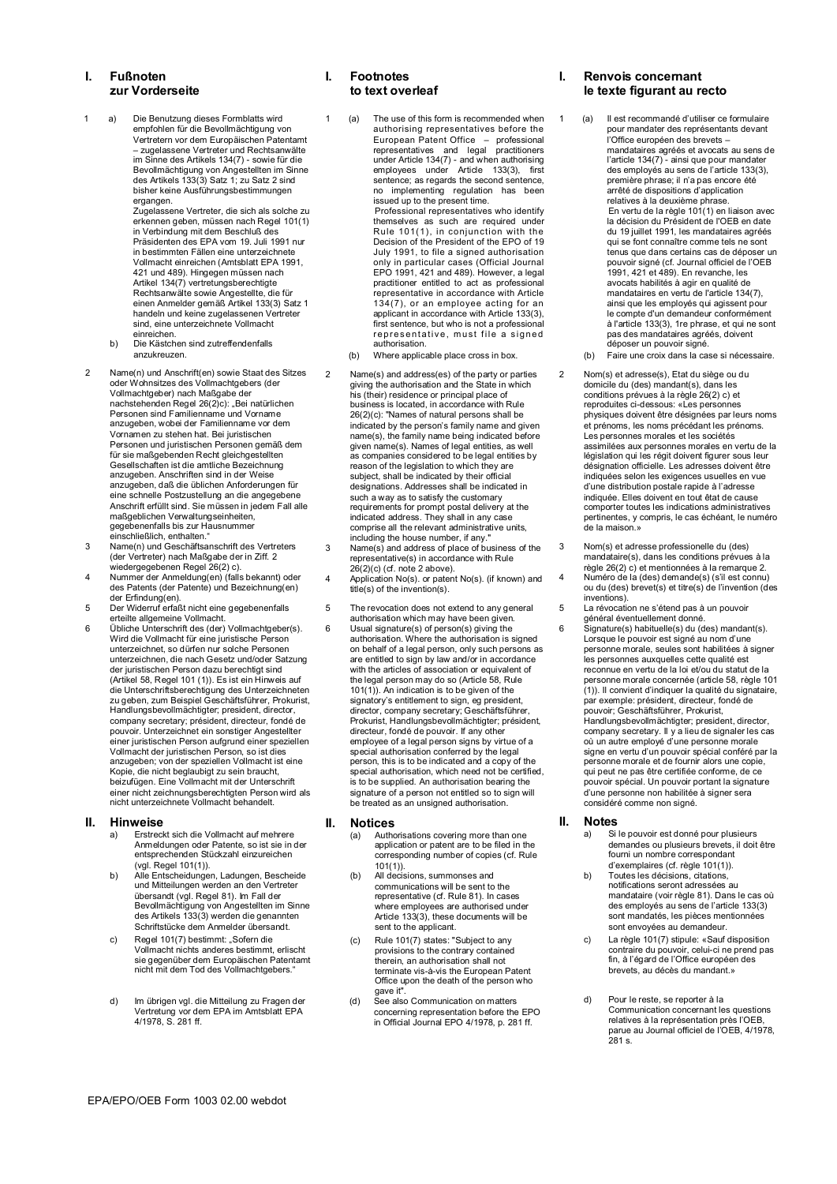## I. Fußnoten zur Vorderseite

1 a) Die Benutzung dieses Formblatts wird empfohlen für die Bevollmächtigung von Vertretern vor dem Europäischen Patentamt – zugelassene Vertreter und Rechtsanwälte im Sinne des Artikels 134(7) - sowie für die Bevollmächtigung von Angestellten im Sinne des Artikels 133(3) Satz 1; zu Satz 2 sind bisher keine Ausführungsbestimmungen ergangen.
Zugelassene Vertreter, die sich als solche zu erkennen geben, müssen nach Regel 101(1) in Verbindung mit dem Beschluß des Präsidenten des EPA vom 19. Juli 1991 nur in bestimmten Fällen eine unterzeichnete Vollmacht einreichen (Amtsblatt EPA 1991, 421 und 489). Hingegen müssen nach Artikel 134(7) vertretungsberechtigte Rechtsanwälte sowie Angestellte, die für einen Anmelder gemäß Artikel 133(3) Satz 1 handeln und keine zugelassenen Vertreter sind, eine unterzeichnete Vollmacht einreichen.

b) Die Kästchen sind zutreffendenfalls anzukreuzen.

2 Name(n) und Anschrift(en) sowie Staat des Sitzes oder Wohnsitzes des Vollmachtgebers (der Vollmachtgeber) nach Maßgabe der nachstehenden Regel 26(2)c): „Bei natürlichen Personen sind Familienname und Vorname anzugeben, wobei der Familienname vor dem Vornamen zu stehen hat. Bei juristischen Personen und juristischen Personen gemäß dem für sie maßgebenden Recht gleichgestellten Gesellschaften ist die amtliche Bezeichnung anzugeben. Anschriften sind in der Weise anzugeben, daß die üblichen Anforderungen für eine schnelle Postzustellung an die angegebene Anschrift erfüllt sind. Sie müssen in jedem Fall alle maßgeblichen Verwaltungseinheiten, gegebenenfalls bis zur Hausnummer einschließlich, enthalten."

3 Name(n) und Geschäftsanschrift des Vertreters (der Vertreter) nach Maßgabe der in Ziff. 2 wiedergegebenen Regel 26(2) c).

4 Nummer der Anmeldung(en) (falls bekannt) oder des Patents (der Patente) und Bezeichnung(en) der Erfindung(en).

5 Der Widerruf erfaßt nicht eine gegebenenfalls erteilte allgemeine Vollmacht.

6 Übliche Unterschrift des (der) Vollmachtgeber(s). Wird die Vollmacht für eine juristische Person unterzeichnet, so dürfen nur solche Personen unterzeichnen, die nach Gesetz und/oder Satzung der juristischen Person dazu berechtigt sind (Artikel 58, Regel 101 (1)). Es ist ein Hinweis auf die Unterschriftsberechtigung des Unterzeichneten zu geben, zum Beispiel Geschäftsführer, Prokurist, Handlungsbevollmächtigter; president, director, company secretary; président, directeur, fondé de pouvoir. Unterzeichnet ein sonstiger Angestellter einer juristischen Person aufgrund einer speziellen Vollmacht der juristischen Person, so ist dies anzugeben; von der speziellen Vollmacht ist eine Kopie, die nicht beglaubigt zu sein braucht, beizufügen. Eine Vollmacht mit der Unterschrift einer nicht zeichnungsberechtigten Person wird als nicht unterzeichnete Vollmacht behandelt.

## II. Hinweise

a) Erstreckt sich die Vollmacht auf mehrere Anmeldungen oder Patente, so ist sie in der entsprechenden Stückzahl einzureichen (vgl. Regel 101(1)).

b) Alle Entscheidungen, Ladungen, Bescheide und Mitteilungen werden an den Vertreter übersandt (vgl. Regel 81). Im Fall der Bevollmächtigung von Angestellten im Sinne des Artikels 133(3) werden die genannten Schriftstücke dem Anmelder übersandt.

c) Regel 101(7) bestimmt: „Sofern die Vollmacht nichts anderes bestimmt, erlischt sie gegenüber dem Europäischen Patentamt nicht mit dem Tod des Vollmachtgebers."

d) Im übrigen vgl. die Mitteilung zu Fragen der Vertretung vor dem EPA im Amtsblatt EPA 4/1978, S. 281 ff.

## I. Footnotes to text overleaf

1 (a) The use of this form is recommended when authorising representatives before the European Patent Office – professional representatives and legal practitioners under Article 134(7) - and when authorising employees under Article 133(3), first sentence; as regards the second sentence, no implementing regulation has been issued up to the present time.
Professional representatives who identify themselves as such are required under Rule 101(1), in conjunction with the Decision of the President of the EPO of 19 July 1991, to file a signed authorisation only in particular cases (Official Journal EPO 1991, 421 and 489). However, a legal practitioner entitled to act as professional representative in accordance with Article 134(7), or an employee acting for an applicant in accordance with Article 133(3), first sentence, but who is not a professional representative, must file a signed authorisation.

(b) Where applicable place cross in box.

2 Name(s) and address(es) of the party or parties giving the authorisation and the State in which his (their) residence or principal place of business is located, in accordance with Rule 26(2)(c): "Names of natural persons shall be indicated by the person's family name and given name(s), the family name being indicated before given name(s). Names of legal entities, as well as companies considered to be legal entities by reason of the legislation to which they are subject, shall be indicated by their official designations. Addresses shall be indicated in such a way as to satisfy the customary requirements for prompt postal delivery at the indicated address. They shall in any case comprise all the relevant administrative units, including the house number, if any."

3 Name(s) and address of place of business of the representative(s) in accordance with Rule 26(2)(c) (cf. note 2 above).

4 Application No(s). or patent No(s). (if known) and title(s) of the invention(s).

5 The revocation does not extend to any general authorisation which may have been given.

6 Usual signature(s) of person(s) giving the authorisation. Where the authorisation is signed on behalf of a legal person, only such persons as are entitled to sign by law and/or in accordance with the articles of association or equivalent of the legal person may do so (Article 58, Rule 101(1)). An indication is to be given of the signatory's entitlement to sign, eg president, director, company secretary; Geschäftsführer, Prokurist, Handlungsbevollmächtigter; président, directeur, fondé de pouvoir. If any other employee of a legal person signs by virtue of a special authorisation conferred by the legal person, this is to be indicated and a copy of the special authorisation, which need not be certified, is to be supplied. An authorisation bearing the signature of a person not entitled to so sign will be treated as an unsigned authorisation.

## II. Notices

(a) Authorisations covering more than one application or patent are to be filed in the corresponding number of copies (cf. Rule 101(1)).

(b) All decisions, summonses and communications will be sent to the representative (cf. Rule 81). In cases where employees are authorised under Article 133(3), these documents will be sent to the applicant.

(c) Rule 101(7) states: "Subject to any provisions to the contrary contained therein, an authorisation shall not terminate vis-à-vis the European Patent Office upon the death of the person who gave it".

(d) See also Communication on matters concerning representation before the EPO in Official Journal EPO 4/1978, p. 281 ff.

## I. Renvois concernant le texte figurant au recto

1 (a) Il est recommandé d'utiliser ce formulaire pour mandater des représentants devant l'Office européen des brevets – mandataires agréés et avocats au sens de l'article 134(7) - ainsi que pour mandater des employés au sens de l'article 133(3), première phrase; il n'a pas encore été arrêté de dispositions d'application relatives à la deuxième phrase.
En vertu de la règle 101(1) en liaison avec la décision du Président de l'OEB en date du 19 juillet 1991, les mandataires agréés qui se font connaître comme tels ne sont tenus que dans certains cas de déposer un pouvoir signé (cf. Journal officiel de l'OEB 1991, 421 et 489). En revanche, les avocats habilités à agir en qualité de mandataires en vertu de l'article 134(7), ainsi que les employés qui agissent pour le compte d'un demandeur conformément à l'article 133(3), 1re phrase, et qui ne sont pas des mandataires agréés, doivent déposer un pouvoir signé.

(b) Faire une croix dans la case si nécessaire.

2 Nom(s) et adresse(s), Etat du siège ou du domicile du (des) mandant(s), dans les conditions prévues à la règle 26(2) c) et reproduites ci-dessous: «Les personnes physiques doivent être désignées par leurs noms et prénoms, les noms précédant les prénoms. Les personnes morales et les sociétés assimilées aux personnes morales en vertu de la législation qui les régit doivent figurer sous leur désignation officielle. Les adresses doivent être indiquées selon les exigences usuelles en vue d'une distribution postale rapide à l'adresse indiquée. Elles doivent en tout état de cause comporter toutes les indications administratives pertinentes, y compris, le cas échéant, le numéro de la maison.»

3 Nom(s) et adresse professionelle du (des) mandataire(s), dans les conditions prévues à la règle 26(2) c) et mentionnées à la remarque 2.

4 Numéro de la (des) demande(s) (s'il est connu) ou du (des) brevet(s) et titre(s) de l'invention (des inventions).

5 La révocation ne s'étend pas à un pouvoir général éventuellement donné.

6 Signature(s) habituelle(s) du (des) mandant(s). Lorsque le pouvoir est signé au nom d'une personne morale, seules sont habilitées à signer les personnes auxquelles cette qualité est reconnue en vertu de la loi et/ou du statut de la personne morale concernée (article 58, règle 101 (1)). Il convient d'indiquer la qualité du signataire, par exemple: président, directeur, fondé de pouvoir; Geschäftsführer, Prokurist, Handlungsbevollmächtigter; president, director, company secretary. Il y a lieu de signaler les cas où un autre employé d'une personne morale signe en vertu d'un pouvoir spécial conféré par la personne morale et de fournir alors une copie, qui peut ne pas être certifiée conforme, de ce pouvoir spécial. Un pouvoir portant la signature d'une personne non habilitée à signer sera considéré comme non signé.

## II. Notes

a) Si le pouvoir est donné pour plusieurs demandes ou plusieurs brevets, il doit être fourni un nombre correspondant d'exemplaires (cf. règle 101(1)).

b) Toutes les décisions, citations, notifications seront adressées au mandataire (voir règle 81). Dans le cas où des employés au sens de l'article 133(3) sont mandatés, les pièces mentionnées sont envoyées au demandeur.

c) La règle 101(7) stipule: «Sauf disposition contraire du pouvoir, celui-ci ne prend pas fin, à l'égard de l'Office européen des brevets, au décès du mandant.»

d) Pour le reste, se reporter à la Communication concernant les questions relatives à la représentation près l'OEB, parue au Journal officiel de l'OEB, 4/1978, 281 s.

EPA/EPO/OEB Form 1003 02.00 webdot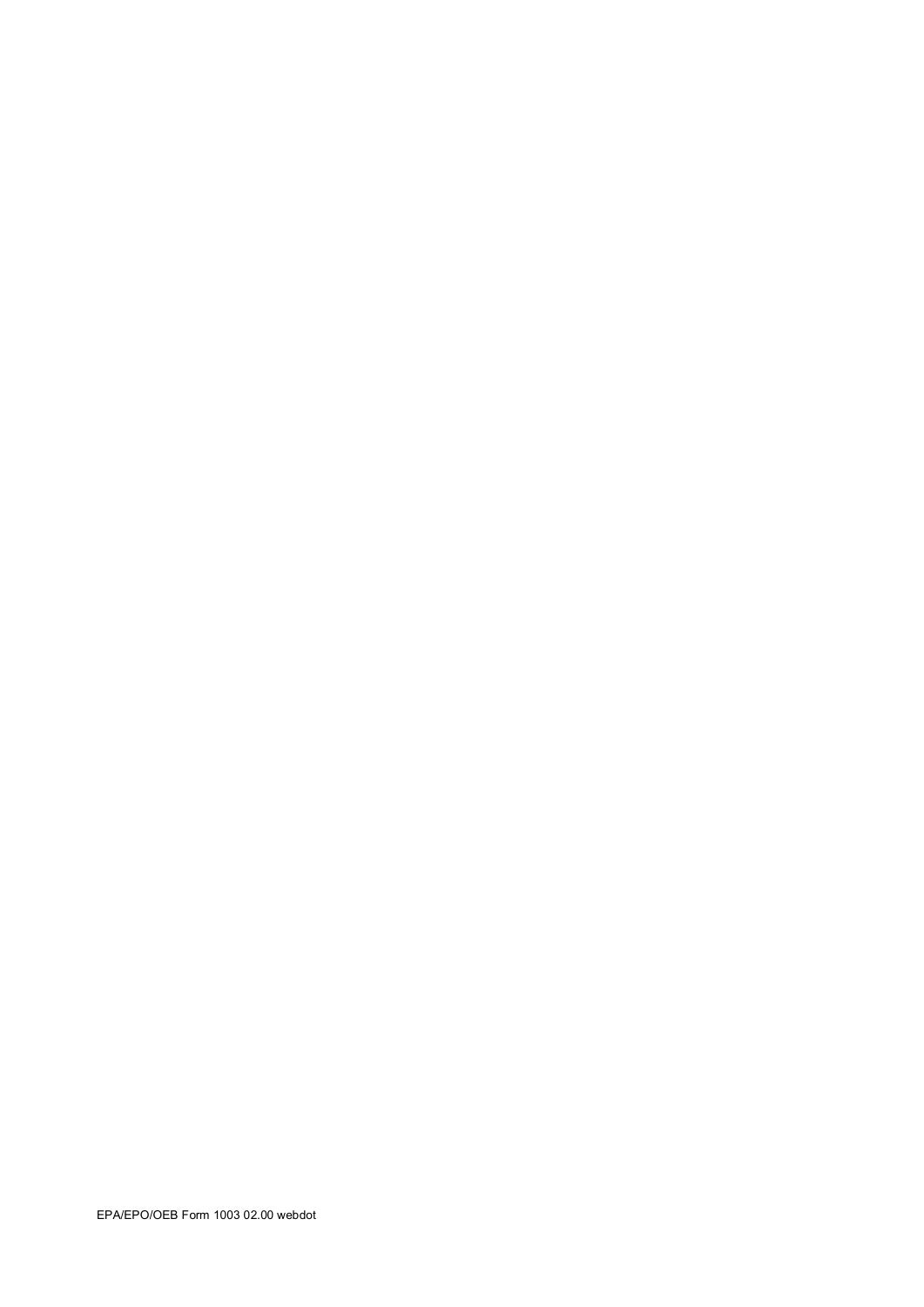EPA/EPO/OEB Form 1003 02.00 webdot